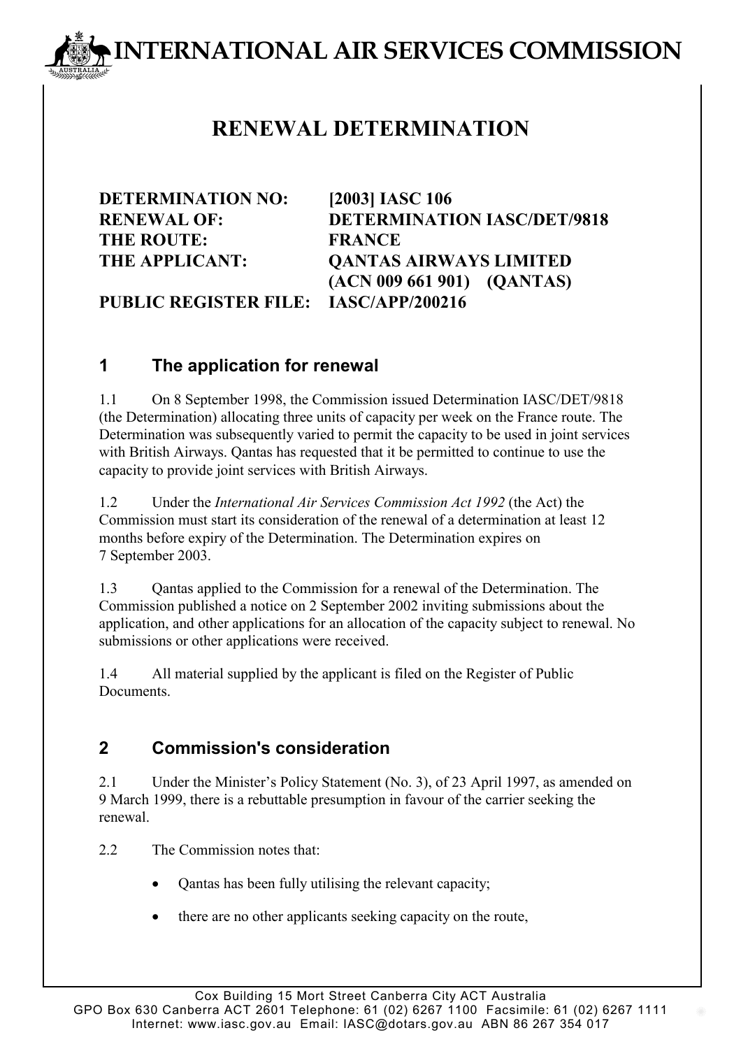# INTERNATIONAL AIR SERVICES COMMISSION

## RENEWAL DETERMINATION

| | |
|---|---|
| **DETERMINATION NO:** | **[2003] IASC 106** |
| **RENEWAL OF:** | **DETERMINATION IASC/DET/9818** |
| **THE ROUTE:** | **FRANCE** |
| **THE APPLICANT:** | **QANTAS AIRWAYS LIMITED (ACN 009 661 901) (QANTAS)** |
| **PUBLIC REGISTER FILE:** | **IASC/APP/200216** |

### 1 The application for renewal

1.1 On 8 September 1998, the Commission issued Determination IASC/DET/9818 (the Determination) allocating three units of capacity per week on the France route. The Determination was subsequently varied to permit the capacity to be used in joint services with British Airways. Qantas has requested that it be permitted to continue to use the capacity to provide joint services with British Airways.

1.2 Under the *International Air Services Commission Act 1992* (the Act) the Commission must start its consideration of the renewal of a determination at least 12 months before expiry of the Determination. The Determination expires on 7 September 2003.

1.3 Qantas applied to the Commission for a renewal of the Determination. The Commission published a notice on 2 September 2002 inviting submissions about the application, and other applications for an allocation of the capacity subject to renewal. No submissions or other applications were received.

1.4 All material supplied by the applicant is filed on the Register of Public Documents.

### 2 Commission's consideration

2.1 Under the Minister's Policy Statement (No. 3), of 23 April 1997, as amended on 9 March 1999, there is a rebuttable presumption in favour of the carrier seeking the renewal.

2.2 The Commission notes that:

- Qantas has been fully utilising the relevant capacity;
- there are no other applicants seeking capacity on the route,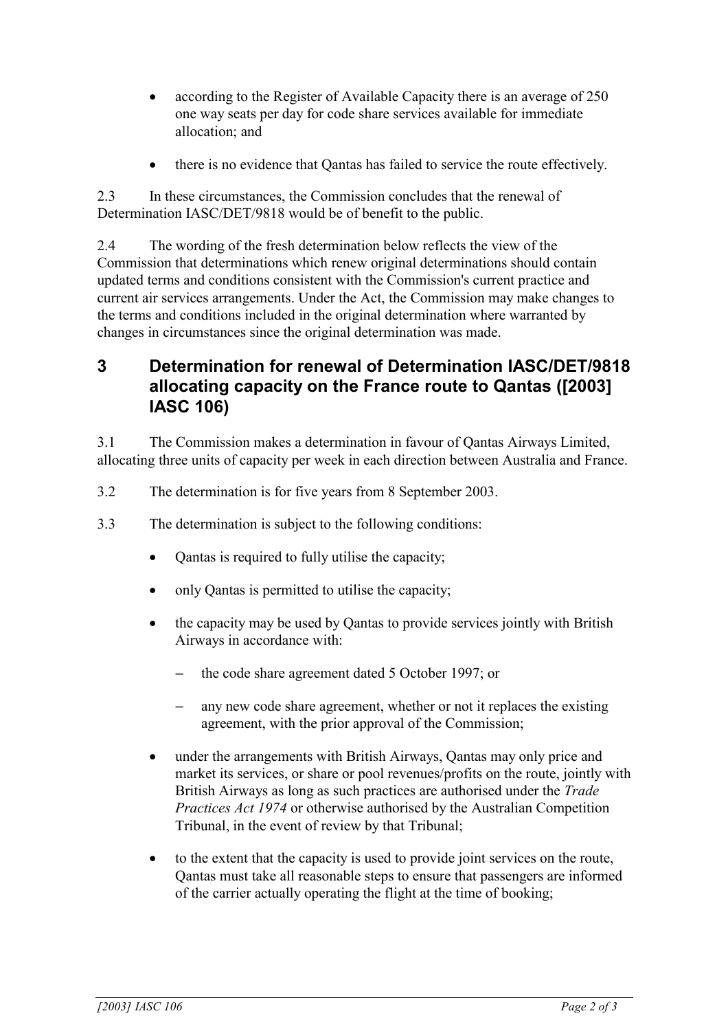- according to the Register of Available Capacity there is an average of 250 one way seats per day for code share services available for immediate allocation; and

- there is no evidence that Qantas has failed to service the route effectively.

2.3 In these circumstances, the Commission concludes that the renewal of Determination IASC/DET/9818 would be of benefit to the public.

2.4 The wording of the fresh determination below reflects the view of the Commission that determinations which renew original determinations should contain updated terms and conditions consistent with the Commission's current practice and current air services arrangements. Under the Act, the Commission may make changes to the terms and conditions included in the original determination where warranted by changes in circumstances since the original determination was made.

## 3 Determination for renewal of Determination IASC/DET/9818 allocating capacity on the France route to Qantas ([2003] IASC 106)

3.1 The Commission makes a determination in favour of Qantas Airways Limited, allocating three units of capacity per week in each direction between Australia and France.

3.2 The determination is for five years from 8 September 2003.

3.3 The determination is subject to the following conditions:

- Qantas is required to fully utilise the capacity;

- only Qantas is permitted to utilise the capacity;

- the capacity may be used by Qantas to provide services jointly with British Airways in accordance with:
  - the code share agreement dated 5 October 1997; or
  - any new code share agreement, whether or not it replaces the existing agreement, with the prior approval of the Commission;

- under the arrangements with British Airways, Qantas may only price and market its services, or share or pool revenues/profits on the route, jointly with British Airways as long as such practices are authorised under the *Trade Practices Act 1974* or otherwise authorised by the Australian Competition Tribunal, in the event of review by that Tribunal;

- to the extent that the capacity is used to provide joint services on the route, Qantas must take all reasonable steps to ensure that passengers are informed of the carrier actually operating the flight at the time of booking;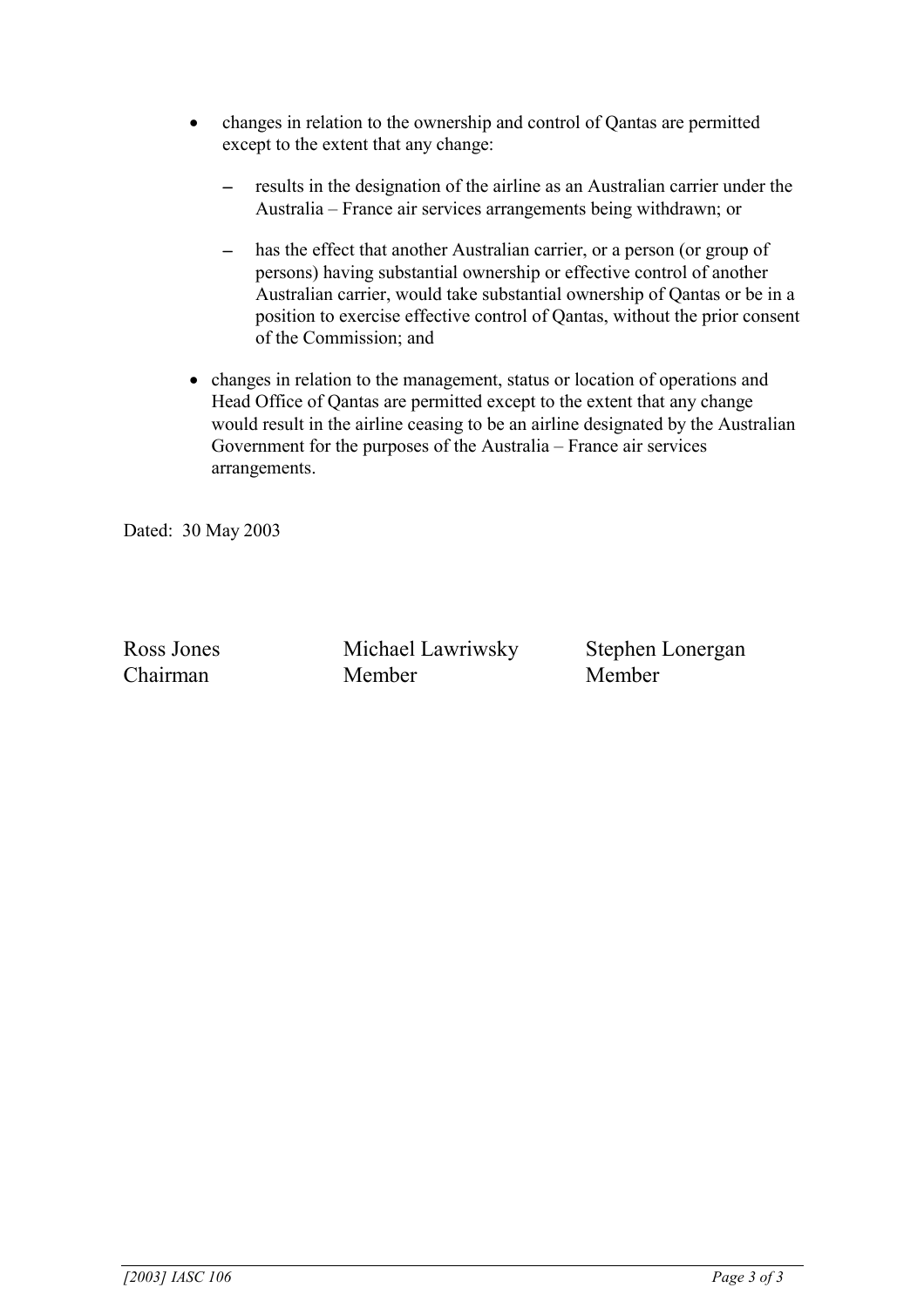- changes in relation to the ownership and control of Qantas are permitted except to the extent that any change:

  - results in the designation of the airline as an Australian carrier under the Australia – France air services arrangements being withdrawn; or

  - has the effect that another Australian carrier, or a person (or group of persons) having substantial ownership or effective control of another Australian carrier, would take substantial ownership of Qantas or be in a position to exercise effective control of Qantas, without the prior consent of the Commission; and

- changes in relation to the management, status or location of operations and Head Office of Qantas are permitted except to the extent that any change would result in the airline ceasing to be an airline designated by the Australian Government for the purposes of the Australia – France air services arrangements.

Dated: 30 May 2003

| | | |
|---|---|---|
| Ross Jones | Michael Lawriwsky | Stephen Lonergan |
| Chairman | Member | Member |